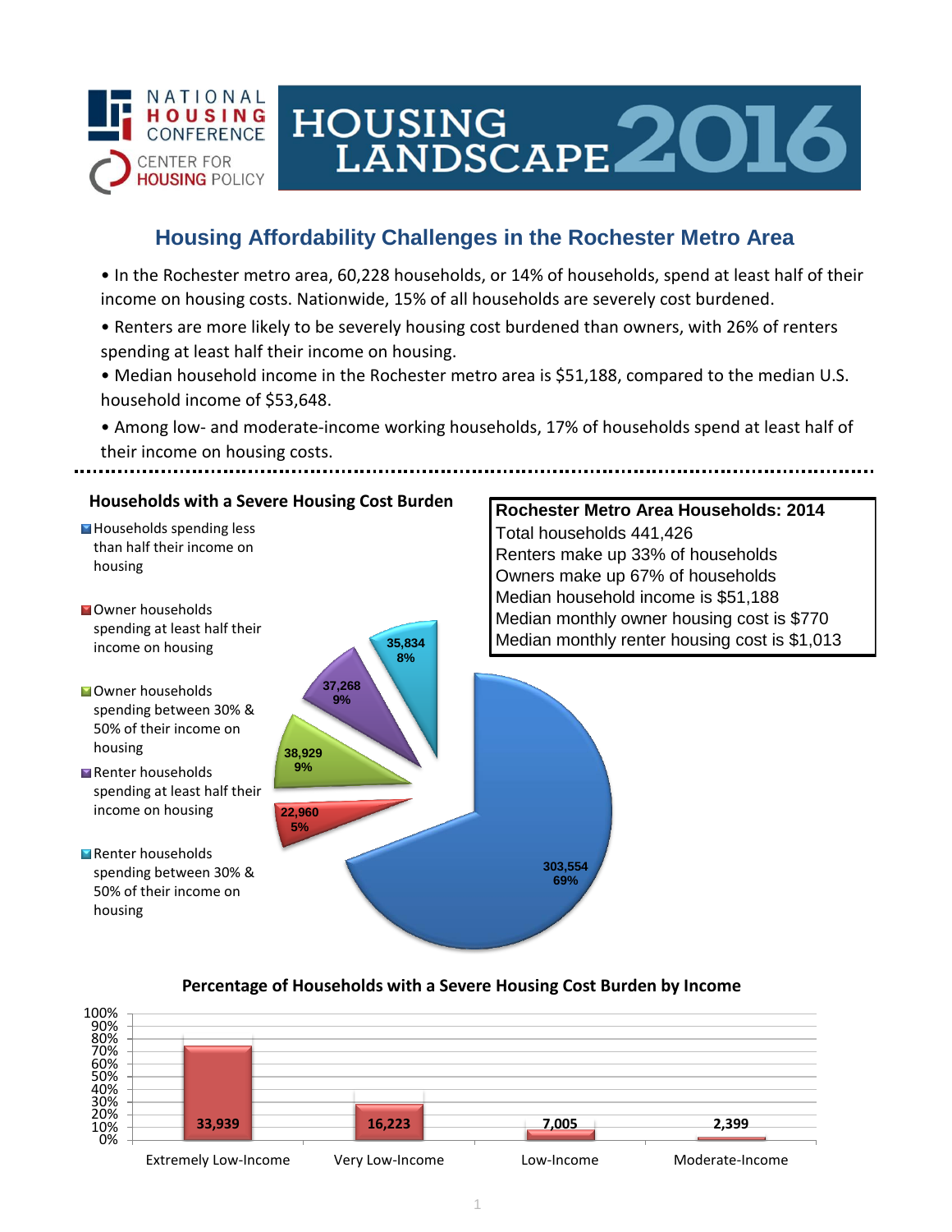NATIONAL HOUSING CONFERENCE
CENTER FOR HOUSING POLICY

# HOUSING LANDSCAPE 2016

## Housing Affordability Challenges in the Rochester Metro Area

- In the Rochester metro area, 60,228 households, or 14% of households, spend at least half of their income on housing costs. Nationwide, 15% of all households are severely cost burdened.
- Renters are more likely to be severely housing cost burdened than owners, with 26% of renters spending at least half their income on housing.
- Median household income in the Rochester metro area is $51,188, compared to the median U.S. household income of $53,648.
- Among low- and moderate-income working households, 17% of households spend at least half of their income on housing costs.

### Households with a Severe Housing Cost Burden

| Category | Households | Percent |
|---|---|---|
| Households spending less than half their income on housing | 303,554 | 69% |
| Owner households spending at least half their income on housing | 22,960 | 5% |
| Owner households spending between 30% & 50% of their income on housing | 38,929 | 9% |
| Renter households spending at least half their income on housing | 37,268 | 9% |
| Renter households spending between 30% & 50% of their income on housing | 35,834 | 8% |

### Rochester Metro Area Households: 2014

Total households 441,426
Renters make up 33% of households
Owners make up 67% of households
Median household income is $51,188
Median monthly owner housing cost is $770
Median monthly renter housing cost is $1,013

### Percentage of Households with a Severe Housing Cost Burden by Income

| Income Category | Households |
|---|---|
| Extremely Low-Income | 33,939 |
| Very Low-Income | 16,223 |
| Low-Income | 7,005 |
| Moderate-Income | 2,399 |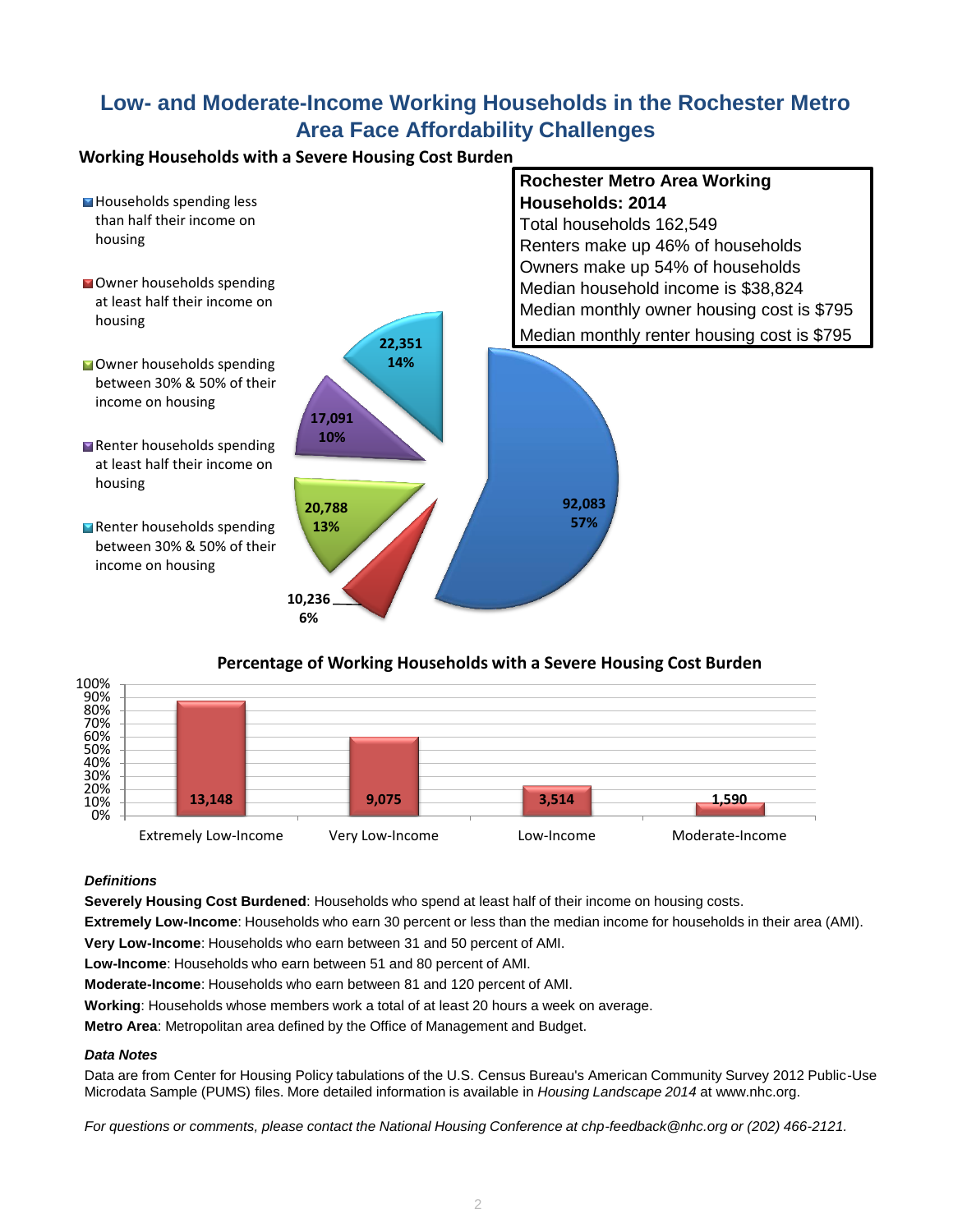# Low- and Moderate-Income Working Households in the Rochester Metro Area Face Affordability Challenges

### Working Households with a Severe Housing Cost Burden

Households spending less than half their income on housing

Owner households spending at least half their income on housing

Owner households spending between 30% & 50% of their income on housing

Renter households spending at least half their income on housing

Renter households spending between 30% & 50% of their income on housing

22,351
14%

17,091
10%

20,788
13%

10,236
6%

92,083
57%

**Rochester Metro Area Working Households: 2014**
Total households 162,549
Renters make up 46% of households
Owners make up 54% of households
Median household income is $38,824
Median monthly owner housing cost is $795
Median monthly renter housing cost is $795

### Percentage of Working Households with a Severe Housing Cost Burden

100%
90%
80%
70%
60%
50%
40%
30%
20%
10%
0%

13,148
9,075
3,514
1,590

Extremely Low-Income
Very Low-Income
Low-Income
Moderate-Income

***Definitions***

**Severely Housing Cost Burdened**: Households who spend at least half of their income on housing costs.

**Extremely Low-Income**: Households who earn 30 percent or less than the median income for households in their area (AMI).

**Very Low-Income**: Households who earn between 31 and 50 percent of AMI.

**Low-Income**: Households who earn between 51 and 80 percent of AMI.

**Moderate-Income**: Households who earn between 81 and 120 percent of AMI.

**Working**: Households whose members work a total of at least 20 hours a week on average.

**Metro Area**: Metropolitan area defined by the Office of Management and Budget.

***Data Notes***

Data are from Center for Housing Policy tabulations of the U.S. Census Bureau's American Community Survey 2012 Public-Use Microdata Sample (PUMS) files. More detailed information is available in *Housing Landscape 2014* at www.nhc.org.

*For questions or comments, please contact the National Housing Conference at chp-feedback@nhc.org or (202) 466-2121.*